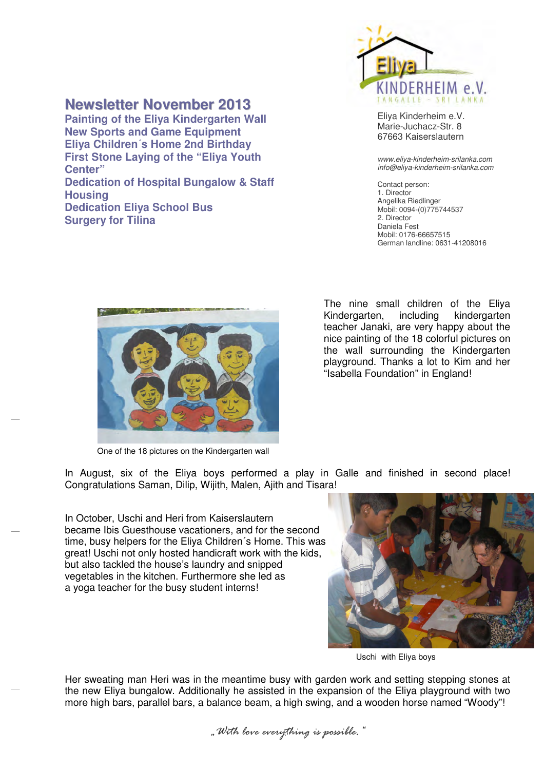# Newsletter November 2013

**Painting of the Eliya Kindergarten Wall**
**New Sports and Game Equipment**
**Eliya Children´s Home 2nd Birthday**
**First Stone Laying of the "Eliya Youth Center"**
**Dedication of Hospital Bungalow & Staff Housing**
**Dedication Eliya School Bus**
**Surgery for Tilina**

Eliya Kinderheim e.V.
Marie-Juchacz-Str. 8
67663 Kaiserslautern

*www.eliya-kinderheim-srilanka.com*
*info@eliya-kinderheim-srilanka.com*

Contact person:
1. Director
Angelika Riedlinger
Mobil: 0094-(0)775744537
2. Director
Daniela Fest
Mobil: 0176-66657515
German landline: 0631-41208016

The nine small children of the Eliya Kindergarten, including kindergarten teacher Janaki, are very happy about the nice painting of the 18 colorful pictures on the wall surrounding the Kindergarten playground. Thanks a lot to Kim and her "Isabella Foundation" in England!

One of the 18 pictures on the Kindergarten wall

In August, six of the Eliya boys performed a play in Galle and finished in second place! Congratulations Saman, Dilip, Wijith, Malen, Ajith and Tisara!

In October, Uschi and Heri from Kaiserslautern became Ibis Guesthouse vacationers, and for the second time, busy helpers for the Eliya Children´s Home. This was great! Uschi not only hosted handicraft work with the kids, but also tackled the house's laundry and snipped vegetables in the kitchen. Furthermore she led as a yoga teacher for the busy student interns!

Uschi with Eliya boys

Her sweating man Heri was in the meantime busy with garden work and setting stepping stones at the new Eliya bungalow. Additionally he assisted in the expansion of the Eliya playground with two more high bars, parallel bars, a balance beam, a high swing, and a wooden horse named "Woody"!

*„With love everything is possible."*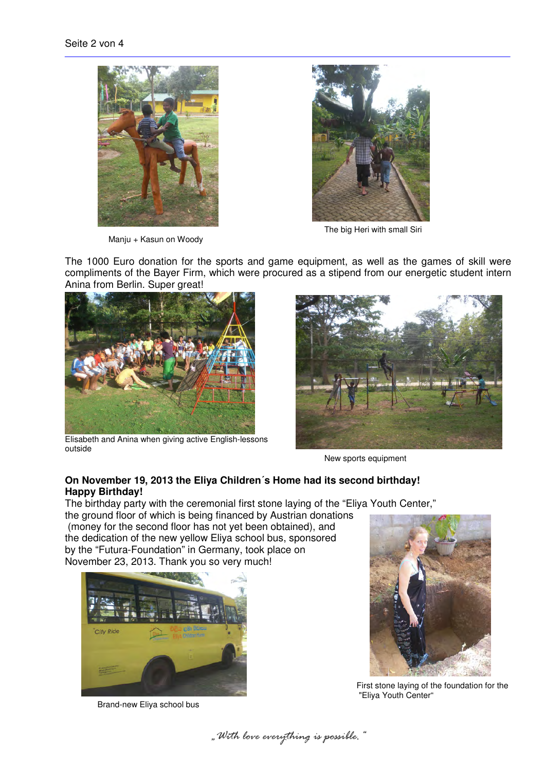Manju + Kasun on Woody

The big Heri with small Siri

The 1000 Euro donation for the sports and game equipment, as well as the games of skill were compliments of the Bayer Firm, which were procured as a stipend from our energetic student intern Anina from Berlin. Super great!

Elisabeth and Anina when giving active English-lessons outside

New sports equipment

**On November 19, 2013 the Eliya Children´s Home had its second birthday! Happy Birthday!**

The birthday party with the ceremonial first stone laying of the "Eliya Youth Center," the ground floor of which is being financed by Austrian donations (money for the second floor has not yet been obtained), and the dedication of the new yellow Eliya school bus, sponsored by the "Futura-Foundation" in Germany, took place on November 23, 2013. Thank you so very much!

Brand-new Eliya school bus

First stone laying of the foundation for the "Eliya Youth Center"

*„With love everything is possible."*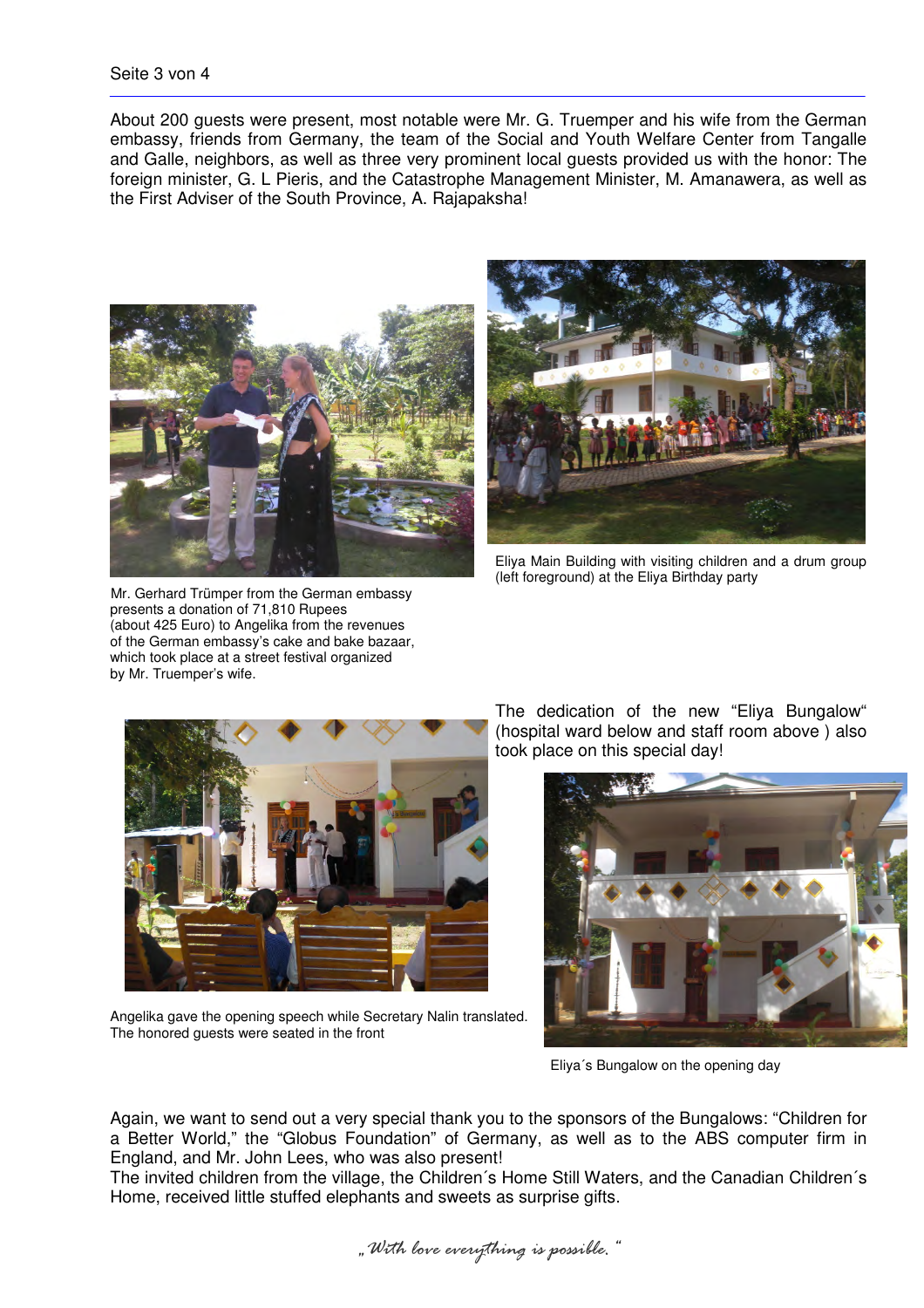About 200 guests were present, most notable were Mr. G. Truemper and his wife from the German embassy, friends from Germany, the team of the Social and Youth Welfare Center from Tangalle and Galle, neighbors, as well as three very prominent local guests provided us with the honor: The foreign minister, G. L Pieris, and the Catastrophe Management Minister, M. Amanawera, as well as the First Adviser of the South Province, A. Rajapaksha!

Mr. Gerhard Trümper from the German embassy presents a donation of 71,810 Rupees (about 425 Euro) to Angelika from the revenues of the German embassy's cake and bake bazaar, which took place at a street festival organized by Mr. Truemper's wife.

Eliya Main Building with visiting children and a drum group (left foreground) at the Eliya Birthday party

The dedication of the new "Eliya Bungalow" (hospital ward below and staff room above ) also took place on this special day!

Angelika gave the opening speech while Secretary Nalin translated. The honored guests were seated in the front

Eliya´s Bungalow on the opening day

Again, we want to send out a very special thank you to the sponsors of the Bungalows: "Children for a Better World," the "Globus Foundation" of Germany, as well as to the ABS computer firm in England, and Mr. John Lees, who was also present!
The invited children from the village, the Children´s Home Still Waters, and the Canadian Children´s Home, received little stuffed elephants and sweets as surprise gifts.

*„With love everything is possible."*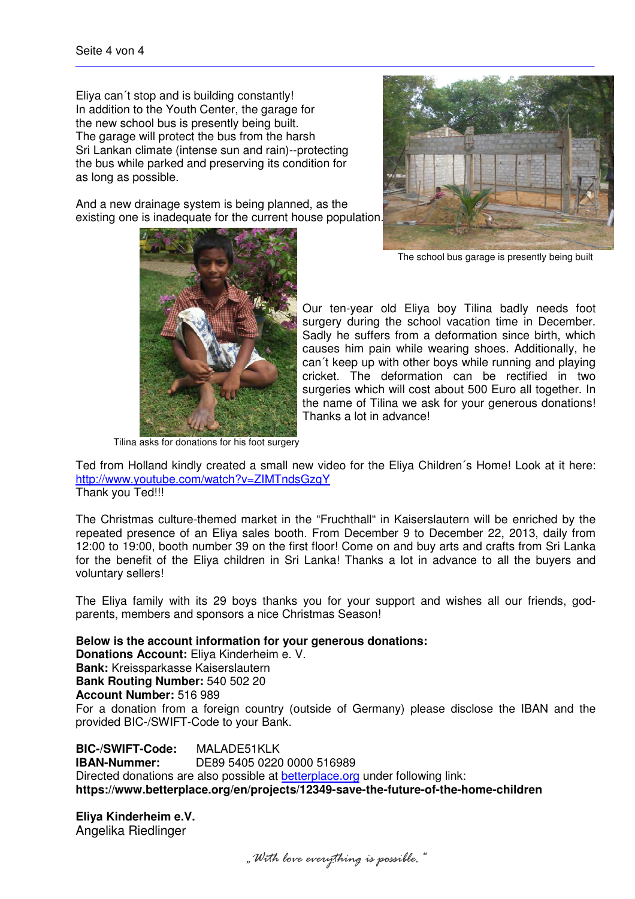Eliya can´t stop and is building constantly! In addition to the Youth Center, the garage for the new school bus is presently being built. The garage will protect the bus from the harsh Sri Lankan climate (intense sun and rain)--protecting the bus while parked and preserving its condition for as long as possible.

And a new drainage system is being planned, as the existing one is inadequate for the current house population.

The school bus garage is presently being built

Our ten-year old Eliya boy Tilina badly needs foot surgery during the school vacation time in December. Sadly he suffers from a deformation since birth, which causes him pain while wearing shoes. Additionally, he can´t keep up with other boys while running and playing cricket. The deformation can be rectified in two surgeries which will cost about 500 Euro all together. In the name of Tilina we ask for your generous donations! Thanks a lot in advance!

Tilina asks for donations for his foot surgery

Ted from Holland kindly created a small new video for the Eliya Children´s Home! Look at it here: [http://www.youtube.com/watch?v=ZIMTndsGzgY](http://www.youtube.com/watch?v=ZIMTndsGzgY)
Thank you Ted!!!

The Christmas culture-themed market in the "Fruchthall" in Kaiserslautern will be enriched by the repeated presence of an Eliya sales booth. From December 9 to December 22, 2013, daily from 12:00 to 19:00, booth number 39 on the first floor! Come on and buy arts and crafts from Sri Lanka for the benefit of the Eliya children in Sri Lanka! Thanks a lot in advance to all the buyers and voluntary sellers!

The Eliya family with its 29 boys thanks you for your support and wishes all our friends, god-parents, members and sponsors a nice Christmas Season!

**Below is the account information for your generous donations:**
**Donations Account:** Eliya Kinderheim e. V.
**Bank:** Kreissparkasse Kaiserslautern
**Bank Routing Number:** 540 502 20
**Account Number:** 516 989
For a donation from a foreign country (outside of Germany) please disclose the IBAN and the provided BIC-/SWIFT-Code to your Bank.

**BIC-/SWIFT-Code:** MALADE51KLK
**IBAN-Nummer:** DE89 5405 0220 0000 516989
Directed donations are also possible at [betterplace.org](https://www.betterplace.org) under following link:
**https://www.betterplace.org/en/projects/12349-save-the-future-of-the-home-children**

**Eliya Kinderheim e.V.**
Angelika Riedlinger

*„With love everything is possible."*